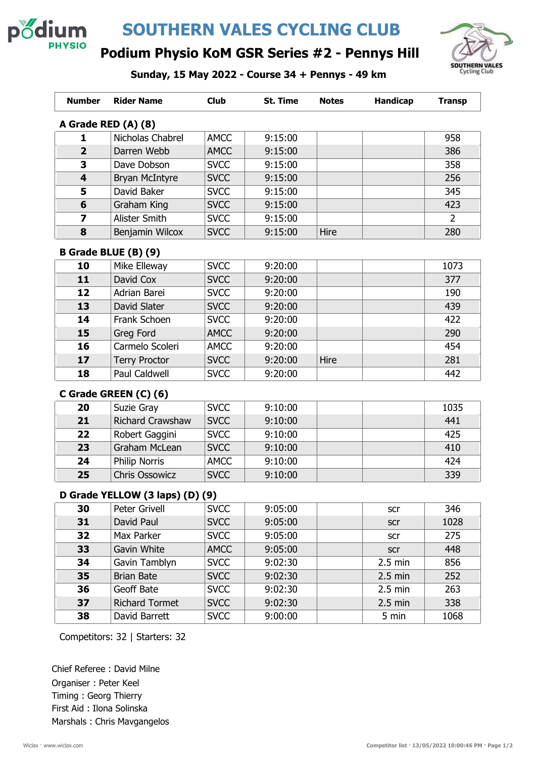# SOUTHERN VALES CYCLING CLUB

## Podium Physio KoM GSR Series #2 - Pennys Hill

### Sunday, 15 May 2022 - Course 34 + Pennys - 49 km

| Number | Rider Name | Club | St. Time | Notes | Handicap | Transp |
|---|---|---|---|---|---|---|
| **A Grade RED (A) (8)** | | | | | | |
| **1** | Nicholas Chabrel | AMCC | 9:15:00 | | | 958 |
| **2** | Darren Webb | AMCC | 9:15:00 | | | 386 |
| **3** | Dave Dobson | SVCC | 9:15:00 | | | 358 |
| **4** | Bryan McIntyre | SVCC | 9:15:00 | | | 256 |
| **5** | David Baker | SVCC | 9:15:00 | | | 345 |
| **6** | Graham King | SVCC | 9:15:00 | | | 423 |
| **7** | Alister Smith | SVCC | 9:15:00 | | | 2 |
| **8** | Benjamin Wilcox | SVCC | 9:15:00 | Hire | | 280 |
| **B Grade BLUE (B) (9)** | | | | | | |
| **10** | Mike Elleway | SVCC | 9:20:00 | | | 1073 |
| **11** | David Cox | SVCC | 9:20:00 | | | 377 |
| **12** | Adrian Barei | SVCC | 9:20:00 | | | 190 |
| **13** | David Slater | SVCC | 9:20:00 | | | 439 |
| **14** | Frank Schoen | SVCC | 9:20:00 | | | 422 |
| **15** | Greg Ford | AMCC | 9:20:00 | | | 290 |
| **16** | Carmelo Scoleri | AMCC | 9:20:00 | | | 454 |
| **17** | Terry Proctor | SVCC | 9:20:00 | Hire | | 281 |
| **18** | Paul Caldwell | SVCC | 9:20:00 | | | 442 |
| **C Grade GREEN (C) (6)** | | | | | | |
| **20** | Suzie Gray | SVCC | 9:10:00 | | | 1035 |
| **21** | Richard Crawshaw | SVCC | 9:10:00 | | | 441 |
| **22** | Robert Gaggini | SVCC | 9:10:00 | | | 425 |
| **23** | Graham McLean | SVCC | 9:10:00 | | | 410 |
| **24** | Philip Norris | AMCC | 9:10:00 | | | 424 |
| **25** | Chris Ossowicz | SVCC | 9:10:00 | | | 339 |
| **D Grade YELLOW (3 laps) (D) (9)** | | | | | | |
| **30** | Peter Grivell | SVCC | 9:05:00 | | scr | 346 |
| **31** | David Paul | SVCC | 9:05:00 | | scr | 1028 |
| **32** | Max Parker | SVCC | 9:05:00 | | scr | 275 |
| **33** | Gavin White | AMCC | 9:05:00 | | scr | 448 |
| **34** | Gavin Tamblyn | SVCC | 9:02:30 | | 2.5 min | 856 |
| **35** | Brian Bate | SVCC | 9:02:30 | | 2.5 min | 252 |
| **36** | Geoff Bate | SVCC | 9:02:30 | | 2.5 min | 263 |
| **37** | Richard Tormet | SVCC | 9:02:30 | | 2.5 min | 338 |
| **38** | David Barrett | SVCC | 9:00:00 | | 5 min | 1068 |

Competitors: 32 | Starters: 32

Chief Referee : David Milne
Organiser : Peter Keel
Timing : Georg Thierry
First Aid : Ilona Solinska
Marshals : Chris Mavgangelos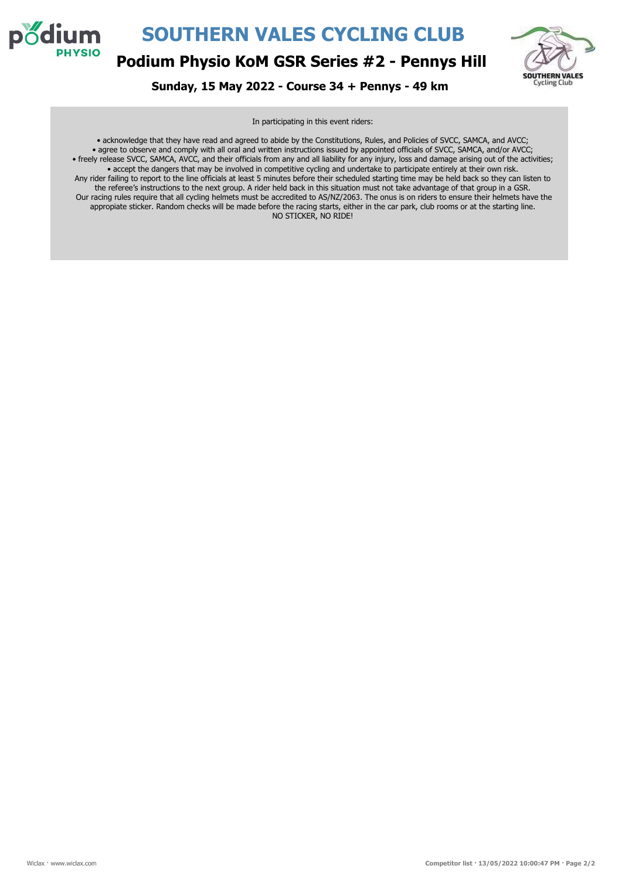# SOUTHERN VALES CYCLING CLUB

## Podium Physio KoM GSR Series #2 - Pennys Hill

### Sunday, 15 May 2022 - Course 34 + Pennys - 49 km

In participating in this event riders:

• acknowledge that they have read and agreed to abide by the Constitutions, Rules, and Policies of SVCC, SAMCA, and AVCC;
• agree to observe and comply with all oral and written instructions issued by appointed officials of SVCC, SAMCA, and/or AVCC;
• freely release SVCC, SAMCA, AVCC, and their officials from any and all liability for any injury, loss and damage arising out of the activities;
• accept the dangers that may be involved in competitive cycling and undertake to participate entirely at their own risk.

Any rider failing to report to the line officials at least 5 minutes before their scheduled starting time may be held back so they can listen to the referee's instructions to the next group. A rider held back in this situation must not take advantage of that group in a GSR.

Our racing rules require that all cycling helmets must be accredited to AS/NZ/2063. The onus is on riders to ensure their helmets have the appropiate sticker. Random checks will be made before the racing starts, either in the car park, club rooms or at the starting line.

NO STICKER, NO RIDE!